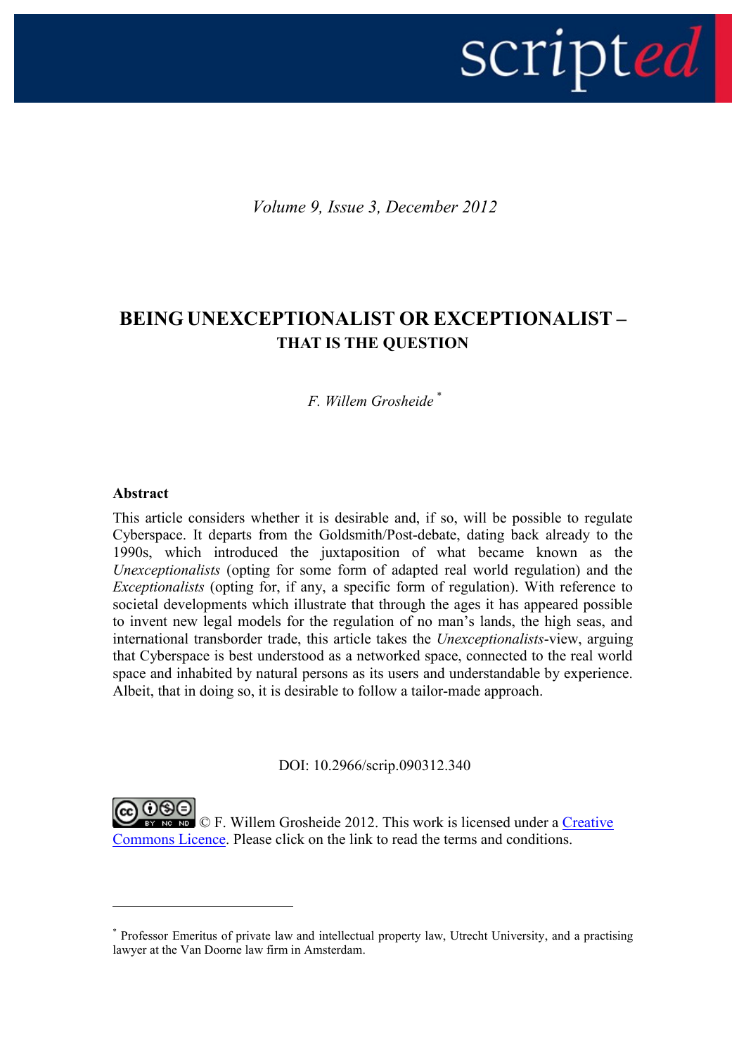*Volume 9, Issue 3, December 2012*

# BEING UNEXCEPTIONALIST OR EXCEPTIONALIST – THAT IS THE QUESTION

*F. Willem Grosheide* *

**Abstract**

This article considers whether it is desirable and, if so, will be possible to regulate Cyberspace. It departs from the Goldsmith/Post-debate, dating back already to the 1990s, which introduced the juxtaposition of what became known as the *Unexceptionalists* (opting for some form of adapted real world regulation) and the *Exceptionalists* (opting for, if any, a specific form of regulation). With reference to societal developments which illustrate that through the ages it has appeared possible to invent new legal models for the regulation of no man's lands, the high seas, and international transborder trade, this article takes the *Unexceptionalists*-view, arguing that Cyberspace is best understood as a networked space, connected to the real world space and inhabited by natural persons as its users and understandable by experience. Albeit, that in doing so, it is desirable to follow a tailor-made approach.

DOI: 10.2966/scrip.090312.340

© F. Willem Grosheide 2012. This work is licensed under a Creative Commons Licence. Please click on the link to read the terms and conditions.

---

* Professor Emeritus of private law and intellectual property law, Utrecht University, and a practising lawyer at the Van Doorne law firm in Amsterdam.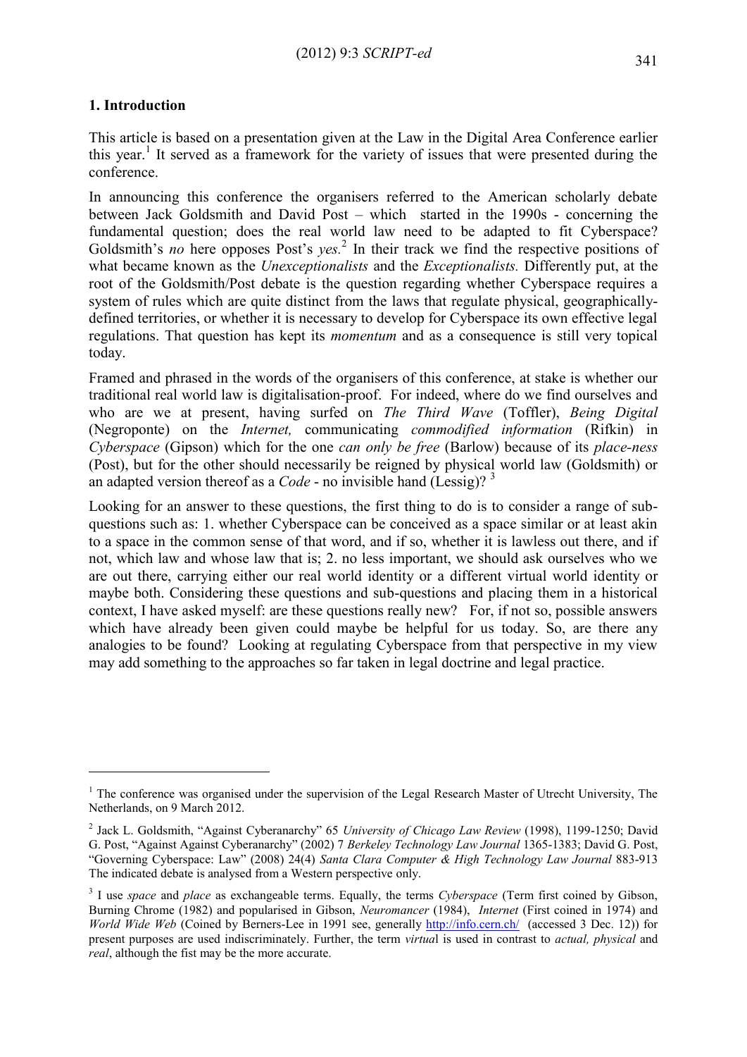## 1. Introduction

This article is based on a presentation given at the Law in the Digital Area Conference earlier this year.[1] It served as a framework for the variety of issues that were presented during the conference.

In announcing this conference the organisers referred to the American scholarly debate between Jack Goldsmith and David Post – which started in the 1990s - concerning the fundamental question; does the real world law need to be adapted to fit Cyberspace? Goldsmith's *no* here opposes Post's *yes.*[2] In their track we find the respective positions of what became known as the *Unexceptionalists* and the *Exceptionalists.* Differently put, at the root of the Goldsmith/Post debate is the question regarding whether Cyberspace requires a system of rules which are quite distinct from the laws that regulate physical, geographically-defined territories, or whether it is necessary to develop for Cyberspace its own effective legal regulations. That question has kept its *momentum* and as a consequence is still very topical today.

Framed and phrased in the words of the organisers of this conference, at stake is whether our traditional real world law is digitalisation-proof. For indeed, where do we find ourselves and who are we at present, having surfed on *The Third Wave* (Toffler), *Being Digital* (Negroponte) on the *Internet,* communicating *commodified information* (Rifkin) in *Cyberspace* (Gipson) which for the one *can only be free* (Barlow) because of its *place-ness* (Post), but for the other should necessarily be reigned by physical world law (Goldsmith) or an adapted version thereof as a *Code* - no invisible hand (Lessig)? [3]

Looking for an answer to these questions, the first thing to do is to consider a range of sub-questions such as: 1. whether Cyberspace can be conceived as a space similar or at least akin to a space in the common sense of that word, and if so, whether it is lawless out there, and if not, which law and whose law that is; 2. no less important, we should ask ourselves who we are out there, carrying either our real world identity or a different virtual world identity or maybe both. Considering these questions and sub-questions and placing them in a historical context, I have asked myself: are these questions really new? For, if not so, possible answers which have already been given could maybe be helpful for us today. So, are there any analogies to be found? Looking at regulating Cyberspace from that perspective in my view may add something to the approaches so far taken in legal doctrine and legal practice.

---

[1] The conference was organised under the supervision of the Legal Research Master of Utrecht University, The Netherlands, on 9 March 2012.

[2] Jack L. Goldsmith, "Against Cyberanarchy" 65 *University of Chicago Law Review* (1998), 1199-1250; David G. Post, "Against Against Cyberanarchy" (2002) 7 *Berkeley Technology Law Journal* 1365-1383; David G. Post, "Governing Cyberspace: Law" (2008) 24(4) *Santa Clara Computer & High Technology Law Journal* 883-913 The indicated debate is analysed from a Western perspective only.

[3] I use *space* and *place* as exchangeable terms. Equally, the terms *Cyberspace* (Term first coined by Gibson, Burning Chrome (1982) and popularised in Gibson, *Neuromancer* (1984), *Internet* (First coined in 1974) and *World Wide Web* (Coined by Berners-Lee in 1991 see, generally http://info.cern.ch/ (accessed 3 Dec. 12)) for present purposes are used indiscriminately. Further, the term *virtual* is used in contrast to *actual, physical* and *real*, although the fist may be the more accurate.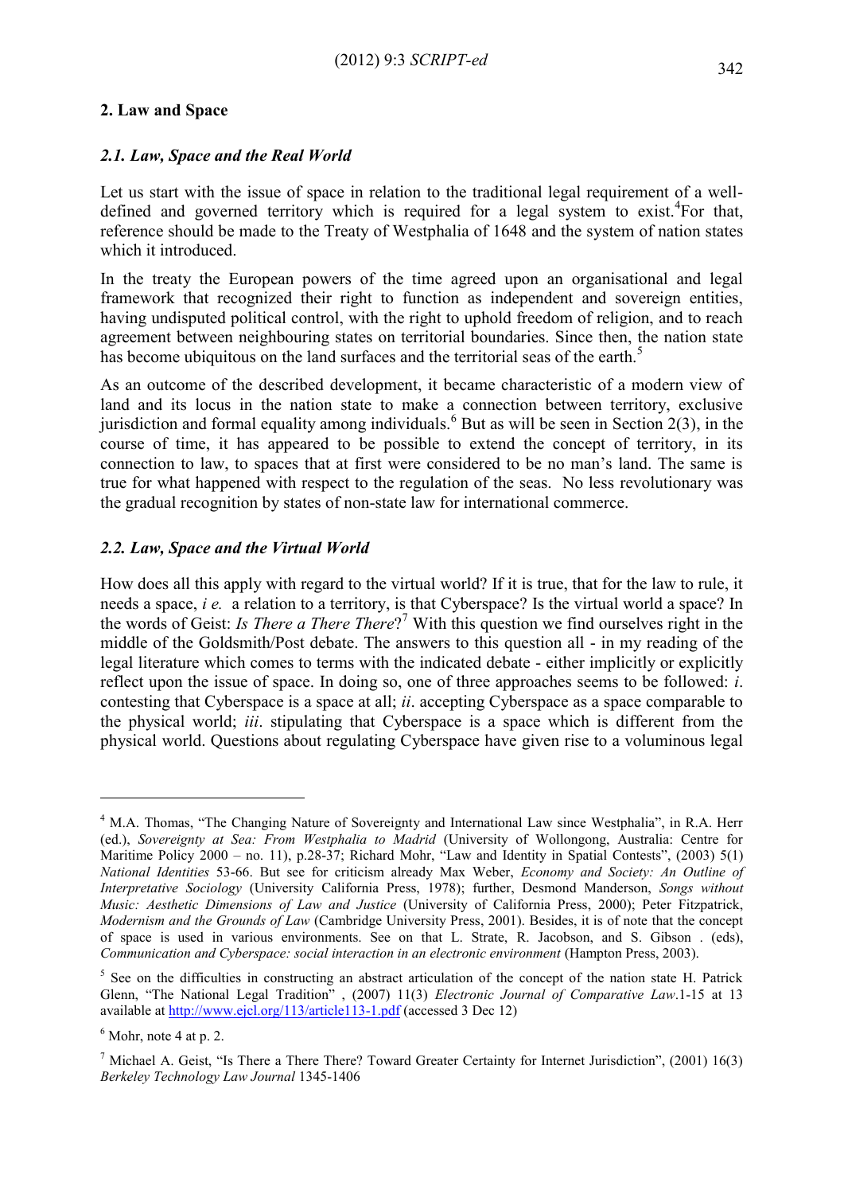## 2. Law and Space

### *2.1. Law, Space and the Real World*

Let us start with the issue of space in relation to the traditional legal requirement of a well-defined and governed territory which is required for a legal system to exist.[4]For that, reference should be made to the Treaty of Westphalia of 1648 and the system of nation states which it introduced.

In the treaty the European powers of the time agreed upon an organisational and legal framework that recognized their right to function as independent and sovereign entities, having undisputed political control, with the right to uphold freedom of religion, and to reach agreement between neighbouring states on territorial boundaries. Since then, the nation state has become ubiquitous on the land surfaces and the territorial seas of the earth.[5]

As an outcome of the described development, it became characteristic of a modern view of land and its locus in the nation state to make a connection between territory, exclusive jurisdiction and formal equality among individuals.[6] But as will be seen in Section 2(3), in the course of time, it has appeared to be possible to extend the concept of territory, in its connection to law, to spaces that at first were considered to be no man's land. The same is true for what happened with respect to the regulation of the seas. No less revolutionary was the gradual recognition by states of non-state law for international commerce.

### *2.2. Law, Space and the Virtual World*

How does all this apply with regard to the virtual world? If it is true, that for the law to rule, it needs a space, *i e.* a relation to a territory, is that Cyberspace? Is the virtual world a space? In the words of Geist: *Is There a There There*?[7] With this question we find ourselves right in the middle of the Goldsmith/Post debate. The answers to this question all - in my reading of the legal literature which comes to terms with the indicated debate - either implicitly or explicitly reflect upon the issue of space. In doing so, one of three approaches seems to be followed: *i*. contesting that Cyberspace is a space at all; *ii*. accepting Cyberspace as a space comparable to the physical world; *iii*. stipulating that Cyberspace is a space which is different from the physical world. Questions about regulating Cyberspace have given rise to a voluminous legal

---

[4] M.A. Thomas, "The Changing Nature of Sovereignty and International Law since Westphalia", in R.A. Herr (ed.), *Sovereignty at Sea: From Westphalia to Madrid* (University of Wollongong, Australia: Centre for Maritime Policy 2000 – no. 11), p.28-37; Richard Mohr, "Law and Identity in Spatial Contests", (2003) 5(1) *National Identities* 53-66. But see for criticism already Max Weber, *Economy and Society: An Outline of Interpretative Sociology* (University California Press, 1978); further, Desmond Manderson, *Songs without Music: Aesthetic Dimensions of Law and Justice* (University of California Press, 2000); Peter Fitzpatrick, *Modernism and the Grounds of Law* (Cambridge University Press, 2001). Besides, it is of note that the concept of space is used in various environments. See on that L. Strate, R. Jacobson, and S. Gibson . (eds), *Communication and Cyberspace: social interaction in an electronic environment* (Hampton Press, 2003).

[5] See on the difficulties in constructing an abstract articulation of the concept of the nation state H. Patrick Glenn, "The National Legal Tradition" , (2007) 11(3) *Electronic Journal of Comparative Law*.1-15 at 13 available at http://www.ejcl.org/113/article113-1.pdf (accessed 3 Dec 12)

[6] Mohr, note 4 at p. 2.

[7] Michael A. Geist, "Is There a There There? Toward Greater Certainty for Internet Jurisdiction", (2001) 16(3) *Berkeley Technology Law Journal* 1345-1406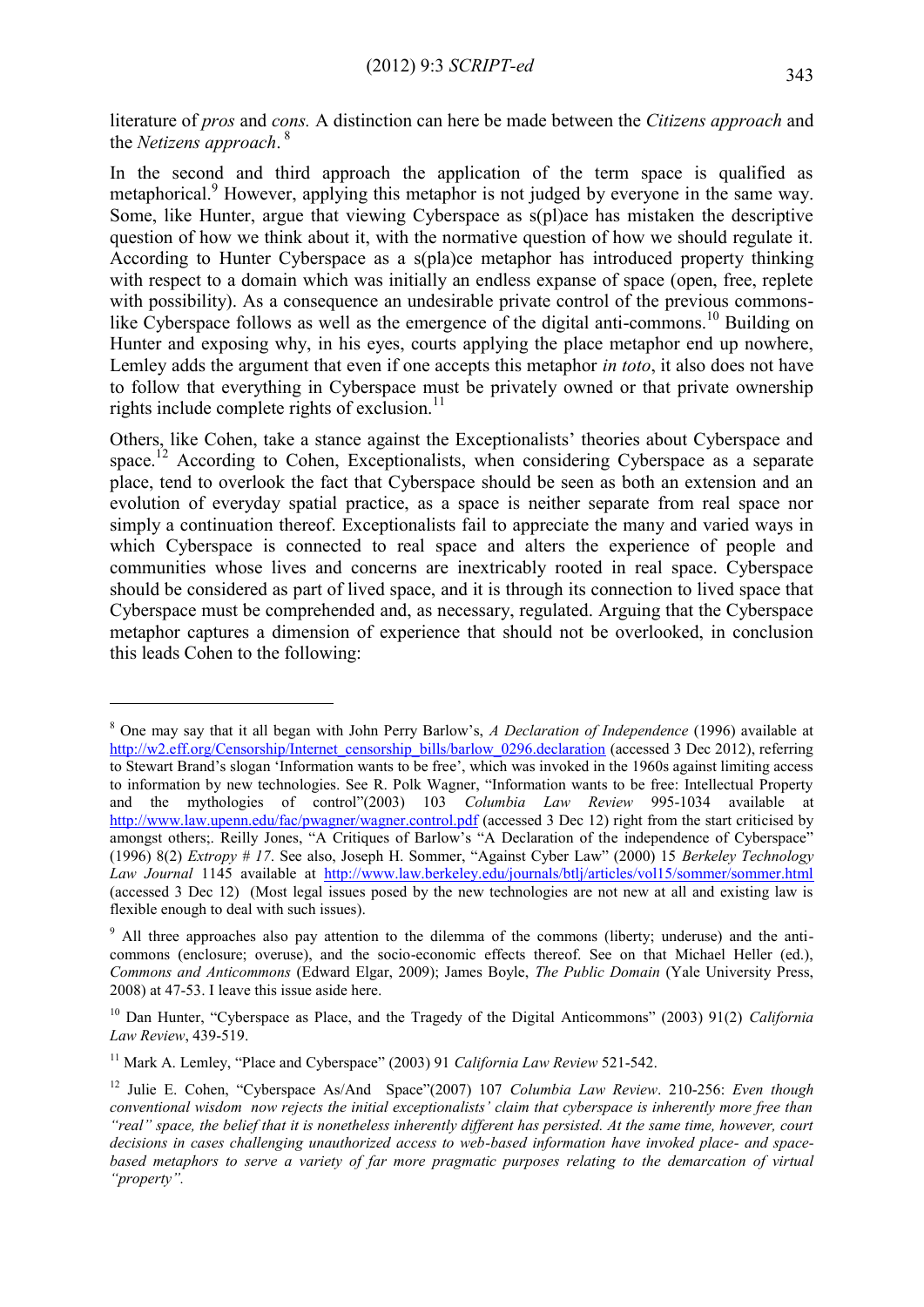literature of *pros* and *cons.* A distinction can here be made between the *Citizens approach* and the *Netizens approach*.[8]

In the second and third approach the application of the term space is qualified as metaphorical.[9] However, applying this metaphor is not judged by everyone in the same way. Some, like Hunter, argue that viewing Cyberspace as s(pl)ace has mistaken the descriptive question of how we think about it, with the normative question of how we should regulate it. According to Hunter Cyberspace as a s(pla)ce metaphor has introduced property thinking with respect to a domain which was initially an endless expanse of space (open, free, replete with possibility). As a consequence an undesirable private control of the previous commons-like Cyberspace follows as well as the emergence of the digital anti-commons.[10] Building on Hunter and exposing why, in his eyes, courts applying the place metaphor end up nowhere, Lemley adds the argument that even if one accepts this metaphor *in toto*, it also does not have to follow that everything in Cyberspace must be privately owned or that private ownership rights include complete rights of exclusion.[11]

Others, like Cohen, take a stance against the Exceptionalists' theories about Cyberspace and space.[12] According to Cohen, Exceptionalists, when considering Cyberspace as a separate place, tend to overlook the fact that Cyberspace should be seen as both an extension and an evolution of everyday spatial practice, as a space is neither separate from real space nor simply a continuation thereof. Exceptionalists fail to appreciate the many and varied ways in which Cyberspace is connected to real space and alters the experience of people and communities whose lives and concerns are inextricably rooted in real space. Cyberspace should be considered as part of lived space, and it is through its connection to lived space that Cyberspace must be comprehended and, as necessary, regulated. Arguing that the Cyberspace metaphor captures a dimension of experience that should not be overlooked, in conclusion this leads Cohen to the following:

---

[8] One may say that it all began with John Perry Barlow's, *A Declaration of Independence* (1996) available at http://w2.eff.org/Censorship/Internet_censorship_bills/barlow_0296.declaration (accessed 3 Dec 2012), referring to Stewart Brand's slogan 'Information wants to be free', which was invoked in the 1960s against limiting access to information by new technologies. See R. Polk Wagner, "Information wants to be free: Intellectual Property and the mythologies of control"(2003) 103 *Columbia Law Review* 995-1034 available at http://www.law.upenn.edu/fac/pwagner/wagner.control.pdf (accessed 3 Dec 12) right from the start criticised by amongst others;. Reilly Jones, "A Critiques of Barlow's "A Declaration of the independence of Cyberspace" (1996) 8(2) *Extropy # 17*. See also, Joseph H. Sommer, "Against Cyber Law" (2000) 15 *Berkeley Technology Law Journal* 1145 available at http://www.law.berkeley.edu/journals/btlj/articles/vol15/sommer/sommer.html (accessed 3 Dec 12) (Most legal issues posed by the new technologies are not new at all and existing law is flexible enough to deal with such issues).

[9] All three approaches also pay attention to the dilemma of the commons (liberty; underuse) and the anti-commons (enclosure; overuse), and the socio-economic effects thereof. See on that Michael Heller (ed.), *Commons and Anticommons* (Edward Elgar, 2009); James Boyle, *The Public Domain* (Yale University Press, 2008) at 47-53. I leave this issue aside here.

[10] Dan Hunter, "Cyberspace as Place, and the Tragedy of the Digital Anticommons" (2003) 91(2) *California Law Review*, 439-519.

[11] Mark A. Lemley, "Place and Cyberspace" (2003) 91 *California Law Review* 521-542.

[12] Julie E. Cohen, "Cyberspace As/And Space"(2007) 107 *Columbia Law Review*. 210-256: *Even though conventional wisdom now rejects the initial exceptionalists' claim that cyberspace is inherently more free than "real" space, the belief that it is nonetheless inherently different has persisted. At the same time, however, court decisions in cases challenging unauthorized access to web-based information have invoked place- and space-based metaphors to serve a variety of far more pragmatic purposes relating to the demarcation of virtual "property".*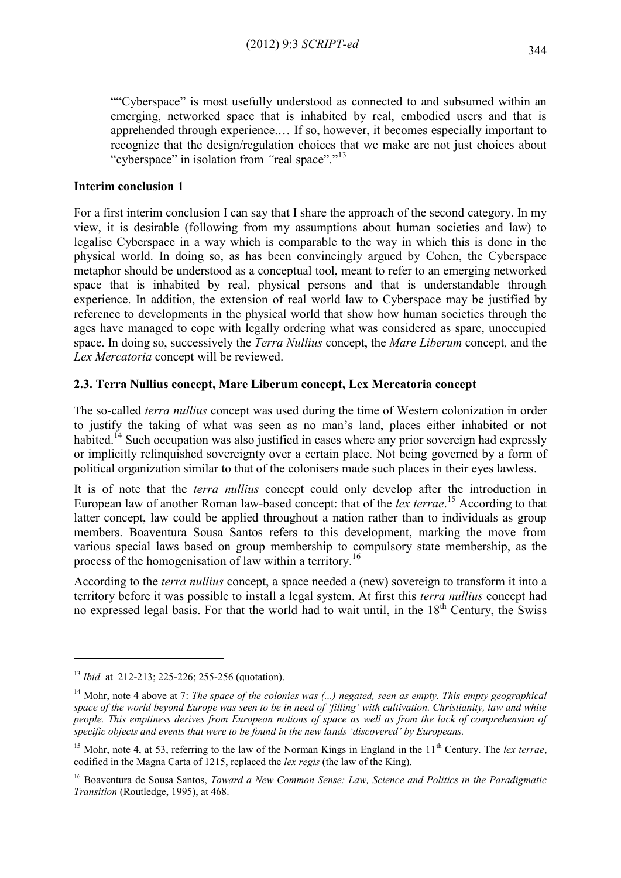> "“Cyberspace” is most usefully understood as connected to and subsumed within an emerging, networked space that is inhabited by real, embodied users and that is apprehended through experience.… If so, however, it becomes especially important to recognize that the design/regulation choices that we make are not just choices about “cyberspace” in isolation from “real space”."[13]

**Interim conclusion 1**

For a first interim conclusion I can say that I share the approach of the second category. In my view, it is desirable (following from my assumptions about human societies and law) to legalise Cyberspace in a way which is comparable to the way in which this is done in the physical world. In doing so, as has been convincingly argued by Cohen, the Cyberspace metaphor should be understood as a conceptual tool, meant to refer to an emerging networked space that is inhabited by real, physical persons and that is understandable through experience. In addition, the extension of real world law to Cyberspace may be justified by reference to developments in the physical world that show how human societies through the ages have managed to cope with legally ordering what was considered as spare, unoccupied space. In doing so, successively the *Terra Nullius* concept, the *Mare Liberum* concept*,* and the *Lex Mercatoria* concept will be reviewed.

### 2.3. Terra Nullius concept, Mare Liberum concept, Lex Mercatoria concept

The so-called *terra nullius* concept was used during the time of Western colonization in order to justify the taking of what was seen as no man’s land, places either inhabited or not habited.[14] Such occupation was also justified in cases where any prior sovereign had expressly or implicitly relinquished sovereignty over a certain place. Not being governed by a form of political organization similar to that of the colonisers made such places in their eyes lawless.

It is of note that the *terra nullius* concept could only develop after the introduction in European law of another Roman law-based concept: that of the *lex terrae*.[15] According to that latter concept, law could be applied throughout a nation rather than to individuals as group members. Boaventura Sousa Santos refers to this development, marking the move from various special laws based on group membership to compulsory state membership, as the process of the homogenisation of law within a territory.[16]

According to the *terra nullius* concept, a space needed a (new) sovereign to transform it into a territory before it was possible to install a legal system. At first this *terra nullius* concept had no expressed legal basis. For that the world had to wait until, in the 18th Century, the Swiss

---

[13] *Ibid* at 212-213; 225-226; 255-256 (quotation).

[14] Mohr, note 4 above at 7: *The space of the colonies was (...) negated, seen as empty. This empty geographical space of the world beyond Europe was seen to be in need of ‘filling’ with cultivation. Christianity, law and white people. This emptiness derives from European notions of space as well as from the lack of comprehension of specific objects and events that were to be found in the new lands ‘discovered’ by Europeans.*

[15] Mohr, note 4, at 53, referring to the law of the Norman Kings in England in the 11th Century. The *lex terrae*, codified in the Magna Carta of 1215, replaced the *lex regis* (the law of the King).

[16] Boaventura de Sousa Santos, *Toward a New Common Sense: Law, Science and Politics in the Paradigmatic Transition* (Routledge, 1995), at 468.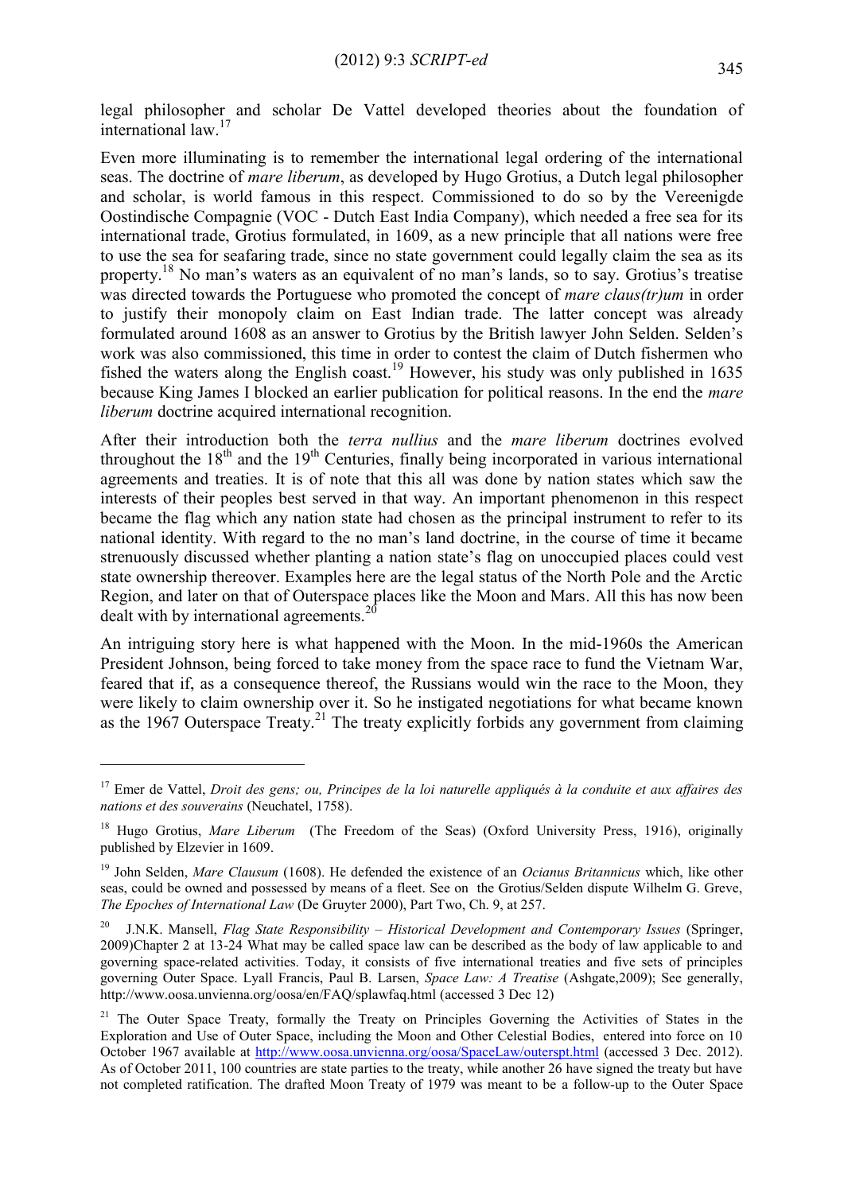legal philosopher and scholar De Vattel developed theories about the foundation of international law.[17]

Even more illuminating is to remember the international legal ordering of the international seas. The doctrine of *mare liberum*, as developed by Hugo Grotius, a Dutch legal philosopher and scholar, is world famous in this respect. Commissioned to do so by the Vereenigde Oostindische Compagnie (VOC - Dutch East India Company), which needed a free sea for its international trade, Grotius formulated, in 1609, as a new principle that all nations were free to use the sea for seafaring trade, since no state government could legally claim the sea as its property.[18] No man's waters as an equivalent of no man's lands, so to say. Grotius's treatise was directed towards the Portuguese who promoted the concept of *mare claus(tr)um* in order to justify their monopoly claim on East Indian trade. The latter concept was already formulated around 1608 as an answer to Grotius by the British lawyer John Selden. Selden's work was also commissioned, this time in order to contest the claim of Dutch fishermen who fished the waters along the English coast.[19] However, his study was only published in 1635 because King James I blocked an earlier publication for political reasons. In the end the *mare liberum* doctrine acquired international recognition.

After their introduction both the *terra nullius* and the *mare liberum* doctrines evolved throughout the 18th and the 19th Centuries, finally being incorporated in various international agreements and treaties. It is of note that this all was done by nation states which saw the interests of their peoples best served in that way. An important phenomenon in this respect became the flag which any nation state had chosen as the principal instrument to refer to its national identity. With regard to the no man's land doctrine, in the course of time it became strenuously discussed whether planting a nation state's flag on unoccupied places could vest state ownership thereover. Examples here are the legal status of the North Pole and the Arctic Region, and later on that of Outerspace places like the Moon and Mars. All this has now been dealt with by international agreements.[20]

An intriguing story here is what happened with the Moon. In the mid-1960s the American President Johnson, being forced to take money from the space race to fund the Vietnam War, feared that if, as a consequence thereof, the Russians would win the race to the Moon, they were likely to claim ownership over it. So he instigated negotiations for what became known as the 1967 Outerspace Treaty.[21] The treaty explicitly forbids any government from claiming

---

[17] Emer de Vattel, *Droit des gens; ou, Principes de la loi naturelle appliqués à la conduite et aux affaires des nations et des souverains* (Neuchatel, 1758).

[18] Hugo Grotius, *Mare Liberum* (The Freedom of the Seas) (Oxford University Press, 1916), originally published by Elzevier in 1609.

[19] John Selden, *Mare Clausum* (1608). He defended the existence of an *Ocianus Britannicus* which, like other seas, could be owned and possessed by means of a fleet. See on the Grotius/Selden dispute Wilhelm G. Greve, *The Epoches of International Law* (De Gruyter 2000), Part Two, Ch. 9, at 257.

[20] J.N.K. Mansell, *Flag State Responsibility – Historical Development and Contemporary Issues* (Springer, 2009)Chapter 2 at 13-24 What may be called space law can be described as the body of law applicable to and governing space-related activities. Today, it consists of five international treaties and five sets of principles governing Outer Space. Lyall Francis, Paul B. Larsen, *Space Law: A Treatise* (Ashgate,2009); See generally, http://www.oosa.unvienna.org/oosa/en/FAQ/splawfaq.html (accessed 3 Dec 12)

[21] The Outer Space Treaty, formally the Treaty on Principles Governing the Activities of States in the Exploration and Use of Outer Space, including the Moon and Other Celestial Bodies, entered into force on 10 October 1967 available at http://www.oosa.unvienna.org/oosa/SpaceLaw/outerspt.html (accessed 3 Dec. 2012). As of October 2011, 100 countries are state parties to the treaty, while another 26 have signed the treaty but have not completed ratification. The drafted Moon Treaty of 1979 was meant to be a follow-up to the Outer Space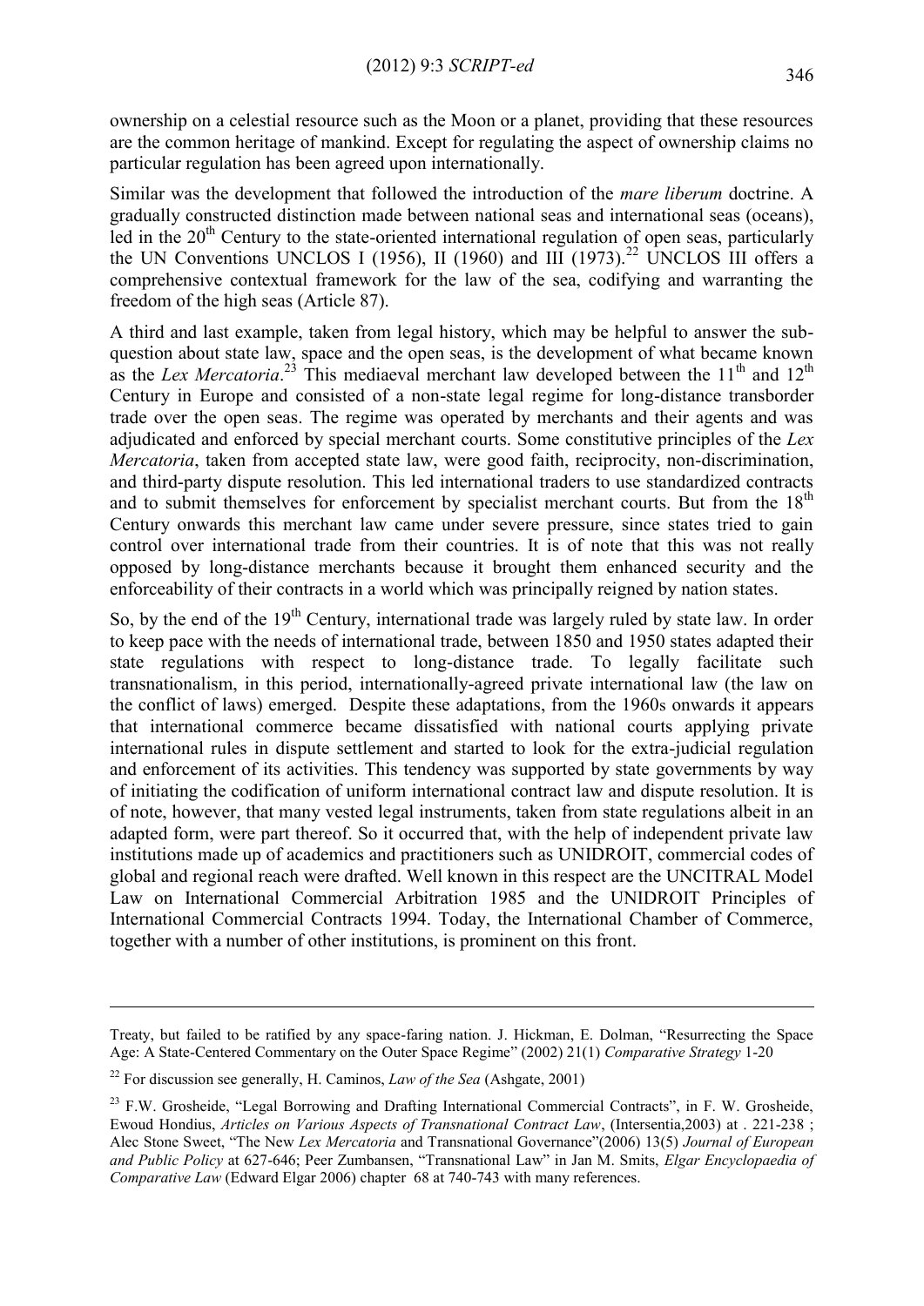ownership on a celestial resource such as the Moon or a planet, providing that these resources are the common heritage of mankind. Except for regulating the aspect of ownership claims no particular regulation has been agreed upon internationally.

Similar was the development that followed the introduction of the *mare liberum* doctrine. A gradually constructed distinction made between national seas and international seas (oceans), led in the 20th Century to the state-oriented international regulation of open seas, particularly the UN Conventions UNCLOS I (1956), II (1960) and III (1973).[22] UNCLOS III offers a comprehensive contextual framework for the law of the sea, codifying and warranting the freedom of the high seas (Article 87).

A third and last example, taken from legal history, which may be helpful to answer the sub-question about state law, space and the open seas, is the development of what became known as the *Lex Mercatoria*.[23] This mediaeval merchant law developed between the 11th and 12th Century in Europe and consisted of a non-state legal regime for long-distance transborder trade over the open seas. The regime was operated by merchants and their agents and was adjudicated and enforced by special merchant courts. Some constitutive principles of the *Lex Mercatoria*, taken from accepted state law, were good faith, reciprocity, non-discrimination, and third-party dispute resolution. This led international traders to use standardized contracts and to submit themselves for enforcement by specialist merchant courts. But from the 18th Century onwards this merchant law came under severe pressure, since states tried to gain control over international trade from their countries. It is of note that this was not really opposed by long-distance merchants because it brought them enhanced security and the enforceability of their contracts in a world which was principally reigned by nation states.

So, by the end of the 19th Century, international trade was largely ruled by state law. In order to keep pace with the needs of international trade, between 1850 and 1950 states adapted their state regulations with respect to long-distance trade. To legally facilitate such transnationalism, in this period, internationally-agreed private international law (the law on the conflict of laws) emerged. Despite these adaptations, from the 1960s onwards it appears that international commerce became dissatisfied with national courts applying private international rules in dispute settlement and started to look for the extra-judicial regulation and enforcement of its activities. This tendency was supported by state governments by way of initiating the codification of uniform international contract law and dispute resolution. It is of note, however, that many vested legal instruments, taken from state regulations albeit in an adapted form, were part thereof. So it occurred that, with the help of independent private law institutions made up of academics and practitioners such as UNIDROIT, commercial codes of global and regional reach were drafted. Well known in this respect are the UNCITRAL Model Law on International Commercial Arbitration 1985 and the UNIDROIT Principles of International Commercial Contracts 1994. Today, the International Chamber of Commerce, together with a number of other institutions, is prominent on this front.

---

Treaty, but failed to be ratified by any space-faring nation. J. Hickman, E. Dolman, "Resurrecting the Space Age: A State-Centered Commentary on the Outer Space Regime" (2002) 21(1) *Comparative Strategy* 1-20

[22] For discussion see generally, H. Caminos, *Law of the Sea* (Ashgate, 2001)

[23] F.W. Grosheide, "Legal Borrowing and Drafting International Commercial Contracts", in F. W. Grosheide, Ewoud Hondius, *Articles on Various Aspects of Transnational Contract Law*, (Intersentia,2003) at . 221-238 ; Alec Stone Sweet, "The New *Lex Mercatoria* and Transnational Governance"(2006) 13(5) *Journal of European and Public Policy* at 627-646; Peer Zumbansen, "Transnational Law" in Jan M. Smits, *Elgar Encyclopaedia of Comparative Law* (Edward Elgar 2006) chapter 68 at 740-743 with many references.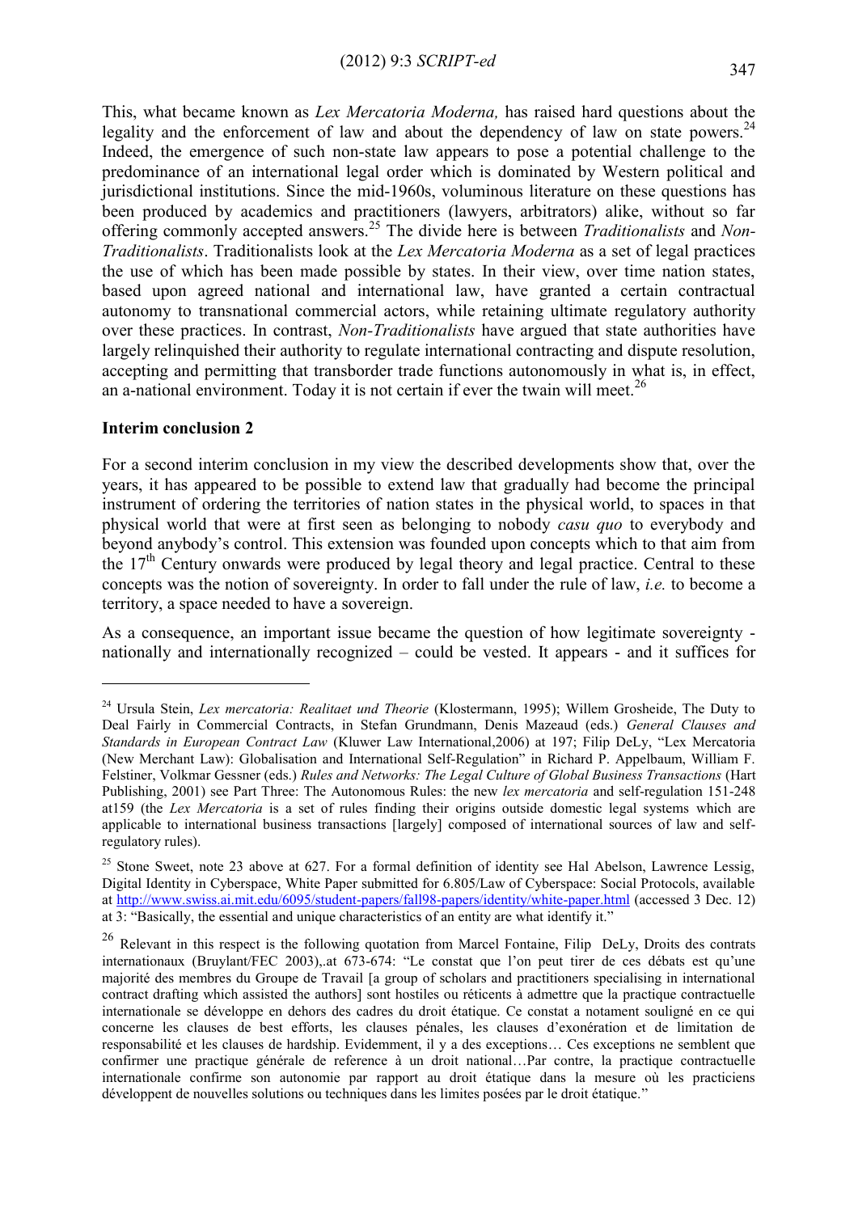This, what became known as *Lex Mercatoria Moderna,* has raised hard questions about the legality and the enforcement of law and about the dependency of law on state powers.[24] Indeed, the emergence of such non-state law appears to pose a potential challenge to the predominance of an international legal order which is dominated by Western political and jurisdictional institutions. Since the mid-1960s, voluminous literature on these questions has been produced by academics and practitioners (lawyers, arbitrators) alike, without so far offering commonly accepted answers.[25] The divide here is between *Traditionalists* and *Non-Traditionalists*. Traditionalists look at the *Lex Mercatoria Moderna* as a set of legal practices the use of which has been made possible by states. In their view, over time nation states, based upon agreed national and international law, have granted a certain contractual autonomy to transnational commercial actors, while retaining ultimate regulatory authority over these practices. In contrast, *Non-Traditionalists* have argued that state authorities have largely relinquished their authority to regulate international contracting and dispute resolution, accepting and permitting that transborder trade functions autonomously in what is, in effect, an a-national environment. Today it is not certain if ever the twain will meet.[26]

**Interim conclusion 2**

For a second interim conclusion in my view the described developments show that, over the years, it has appeared to be possible to extend law that gradually had become the principal instrument of ordering the territories of nation states in the physical world, to spaces in that physical world that were at first seen as belonging to nobody *casu quo* to everybody and beyond anybody's control. This extension was founded upon concepts which to that aim from the 17th Century onwards were produced by legal theory and legal practice. Central to these concepts was the notion of sovereignty. In order to fall under the rule of law, *i.e.* to become a territory, a space needed to have a sovereign.

As a consequence, an important issue became the question of how legitimate sovereignty - nationally and internationally recognized – could be vested. It appears - and it suffices for

---

[24] Ursula Stein, *Lex mercatoria: Realitaet und Theorie* (Klostermann, 1995); Willem Grosheide, The Duty to Deal Fairly in Commercial Contracts, in Stefan Grundmann, Denis Mazeaud (eds.) *General Clauses and Standards in European Contract Law* (Kluwer Law International,2006) at 197; Filip DeLy, "Lex Mercatoria (New Merchant Law): Globalisation and International Self-Regulation" in Richard P. Appelbaum, William F. Felstiner, Volkmar Gessner (eds.) *Rules and Networks: The Legal Culture of Global Business Transactions* (Hart Publishing, 2001) see Part Three: The Autonomous Rules: the new *lex mercatoria* and self-regulation 151-248 at159 (the *Lex Mercatoria* is a set of rules finding their origins outside domestic legal systems which are applicable to international business transactions [largely] composed of international sources of law and self-regulatory rules).

[25] Stone Sweet, note 23 above at 627. For a formal definition of identity see Hal Abelson, Lawrence Lessig, Digital Identity in Cyberspace, White Paper submitted for 6.805/Law of Cyberspace: Social Protocols, available at http://www.swiss.ai.mit.edu/6095/student-papers/fall98-papers/identity/white-paper.html (accessed 3 Dec. 12) at 3: "Basically, the essential and unique characteristics of an entity are what identify it."

[26] Relevant in this respect is the following quotation from Marcel Fontaine, Filip DeLy, Droits des contrats internationaux (Bruylant/FEC 2003),.at 673-674: "Le constat que l'on peut tirer de ces débats est qu'une majorité des membres du Groupe de Travail [a group of scholars and practitioners specialising in international contract drafting which assisted the authors] sont hostiles ou réticents à admettre que la practique contractuelle internationale se développe en dehors des cadres du droit étatique. Ce constat a notament souligné en ce qui concerne les clauses de best efforts, les clauses pénales, les clauses d'exonération et de limitation de responsabilité et les clauses de hardship. Evidemment, il y a des exceptions… Ces exceptions ne semblent que confirmer une practique générale de reference à un droit national…Par contre, la practique contractuelle internationale confirme son autonomie par rapport au droit étatique dans la mesure où les practiciens développent de nouvelles solutions ou techniques dans les limites posées par le droit étatique."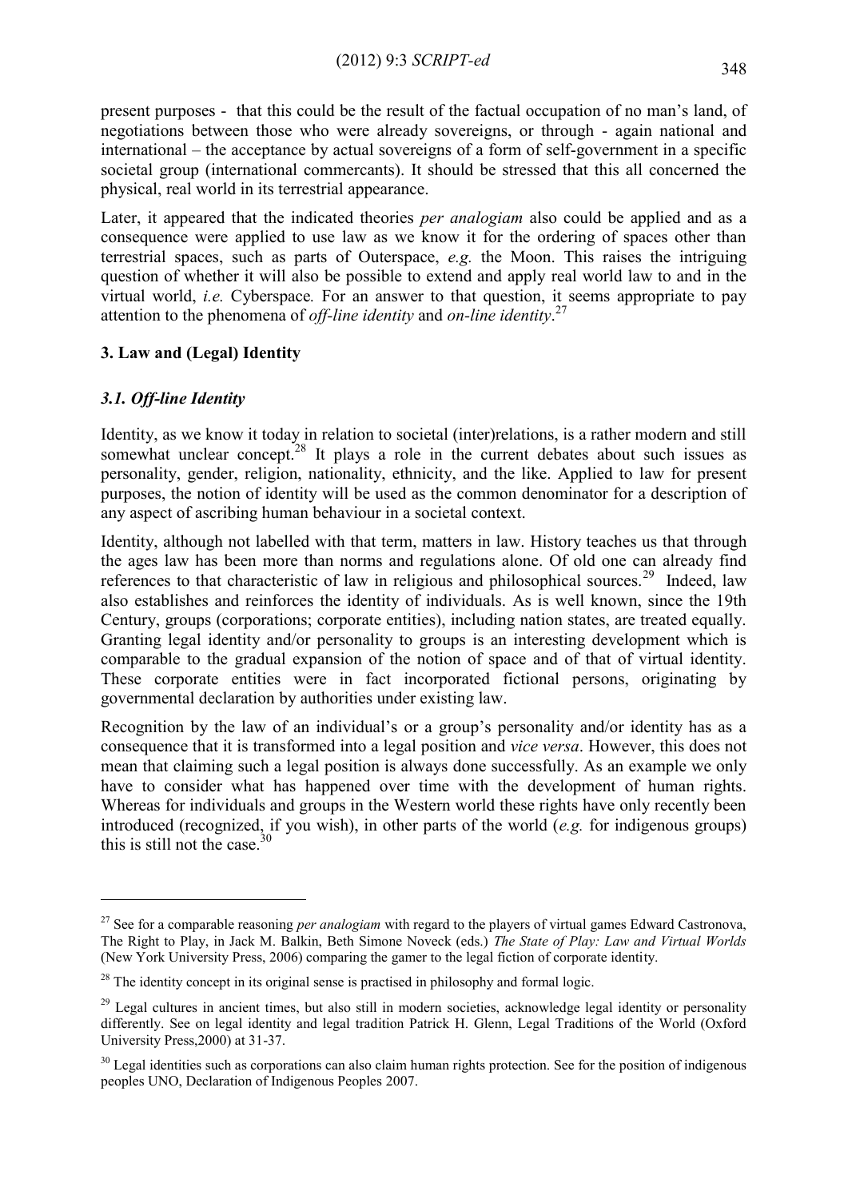present purposes - that this could be the result of the factual occupation of no man's land, of negotiations between those who were already sovereigns, or through - again national and international – the acceptance by actual sovereigns of a form of self-government in a specific societal group (international commercants). It should be stressed that this all concerned the physical, real world in its terrestrial appearance.

Later, it appeared that the indicated theories *per analogiam* also could be applied and as a consequence were applied to use law as we know it for the ordering of spaces other than terrestrial spaces, such as parts of Outerspace, *e.g.* the Moon. This raises the intriguing question of whether it will also be possible to extend and apply real world law to and in the virtual world, *i.e.* Cyberspace*.* For an answer to that question, it seems appropriate to pay attention to the phenomena of *off-line identity* and *on-line identity*.[27]

## 3. Law and (Legal) Identity

### *3.1. Off-line Identity*

Identity, as we know it today in relation to societal (inter)relations, is a rather modern and still somewhat unclear concept.[28] It plays a role in the current debates about such issues as personality, gender, religion, nationality, ethnicity, and the like. Applied to law for present purposes, the notion of identity will be used as the common denominator for a description of any aspect of ascribing human behaviour in a societal context.

Identity, although not labelled with that term, matters in law. History teaches us that through the ages law has been more than norms and regulations alone. Of old one can already find references to that characteristic of law in religious and philosophical sources.[29] Indeed, law also establishes and reinforces the identity of individuals. As is well known, since the 19th Century, groups (corporations; corporate entities), including nation states, are treated equally. Granting legal identity and/or personality to groups is an interesting development which is comparable to the gradual expansion of the notion of space and of that of virtual identity. These corporate entities were in fact incorporated fictional persons, originating by governmental declaration by authorities under existing law.

Recognition by the law of an individual's or a group's personality and/or identity has as a consequence that it is transformed into a legal position and *vice versa*. However, this does not mean that claiming such a legal position is always done successfully. As an example we only have to consider what has happened over time with the development of human rights. Whereas for individuals and groups in the Western world these rights have only recently been introduced (recognized, if you wish), in other parts of the world (*e.g.* for indigenous groups) this is still not the case.[30]

---

[27] See for a comparable reasoning *per analogiam* with regard to the players of virtual games Edward Castronova, The Right to Play, in Jack M. Balkin, Beth Simone Noveck (eds.) *The State of Play: Law and Virtual Worlds* (New York University Press, 2006) comparing the gamer to the legal fiction of corporate identity.

[28] The identity concept in its original sense is practised in philosophy and formal logic.

[29] Legal cultures in ancient times, but also still in modern societies, acknowledge legal identity or personality differently. See on legal identity and legal tradition Patrick H. Glenn, Legal Traditions of the World (Oxford University Press,2000) at 31-37.

[30] Legal identities such as corporations can also claim human rights protection. See for the position of indigenous peoples UNO, Declaration of Indigenous Peoples 2007.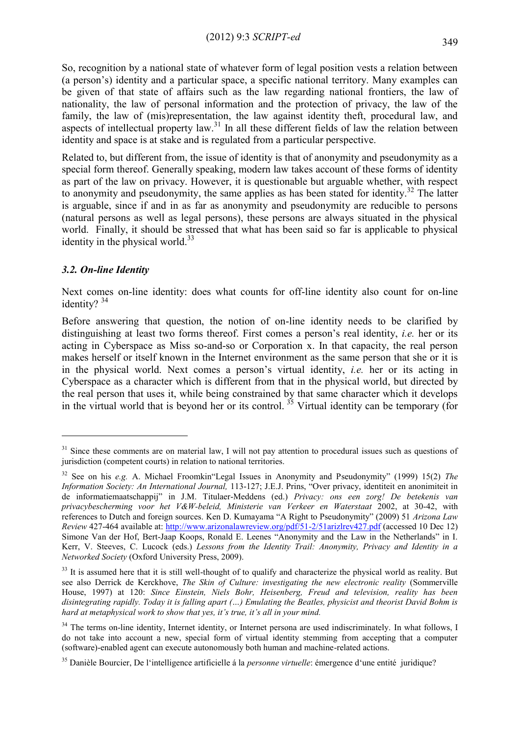So, recognition by a national state of whatever form of legal position vests a relation between (a person's) identity and a particular space, a specific national territory. Many examples can be given of that state of affairs such as the law regarding national frontiers, the law of nationality, the law of personal information and the protection of privacy, the law of the family, the law of (mis)representation, the law against identity theft, procedural law, and aspects of intellectual property law.[31] In all these different fields of law the relation between identity and space is at stake and is regulated from a particular perspective.

Related to, but different from, the issue of identity is that of anonymity and pseudonymity as a special form thereof. Generally speaking, modern law takes account of these forms of identity as part of the law on privacy. However, it is questionable but arguable whether, with respect to anonymity and pseudonymity, the same applies as has been stated for identity.[32] The latter is arguable, since if and in as far as anonymity and pseudonymity are reducible to persons (natural persons as well as legal persons), these persons are always situated in the physical world. Finally, it should be stressed that what has been said so far is applicable to physical identity in the physical world.[33]

### *3.2. On-line Identity*

Next comes on-line identity: does what counts for off-line identity also count for on-line identity? [34]

Before answering that question, the notion of on-line identity needs to be clarified by distinguishing at least two forms thereof. First comes a person's real identity, *i.e.* her or its acting in Cyberspace as Miss so-and-so or Corporation x. In that capacity, the real person makes herself or itself known in the Internet environment as the same person that she or it is in the physical world. Next comes a person's virtual identity, *i.e.* her or its acting in Cyberspace as a character which is different from that in the physical world, but directed by the real person that uses it, while being constrained by that same character which it develops in the virtual world that is beyond her or its control. [35] Virtual identity can be temporary (for

---

[31] Since these comments are on material law, I will not pay attention to procedural issues such as questions of jurisdiction (competent courts) in relation to national territories.

[32] See on his *e.g.* A. Michael Froomkin"Legal Issues in Anonymity and Pseudonymity" (1999) 15(2) *The Information Society: An International Journal,* 113-127; J.E.J. Prins, "Over privacy, identiteit en anonimiteit in de informatiemaatschappij" in J.M. Titulaer-Meddens (ed.) *Privacy: ons een zorg! De betekenis van privacybescherming voor het V&W-beleid, Ministerie van Verkeer en Waterstaat* 2002, at 30-42, with references to Dutch and foreign sources. Ken D. Kumayama "A Right to Pseudonymity" (2009) 51 *Arizona Law Review* 427-464 available at: http://www.arizonalawreview.org/pdf/51-2/51arizlrev427.pdf (accessed 10 Dec 12) Simone Van der Hof, Bert-Jaap Koops, Ronald E. Leenes "Anonymity and the Law in the Netherlands" in I. Kerr, V. Steeves, C. Lucock (eds.) *Lessons from the Identity Trail: Anonymity, Privacy and Identity in a Networked Society* (Oxford University Press, 2009).

[33] It is assumed here that it is still well-thought of to qualify and characterize the physical world as reality. But see also Derrick de Kerckhove, *The Skin of Culture: investigating the new electronic reality* (Sommerville House, 1997) at 120: *Since Einstein, Niels Bohr, Heisenberg, Freud and television, reality has been disintegrating rapidly. Today it is falling apart (…) Emulating the Beatles, physicist and theorist David Bohm is hard at metaphysical work to show that yes, it's true, it's all in your mind.*

[34] The terms on-line identity, Internet identity, or Internet persona are used indiscriminately. In what follows, I do not take into account a new, special form of virtual identity stemming from accepting that a computer (software)-enabled agent can execute autonomously both human and machine-related actions.

[35] Danièle Bourcier, De l'intelligence artificielle á la *personne virtuelle*: émergence d'une entité juridique?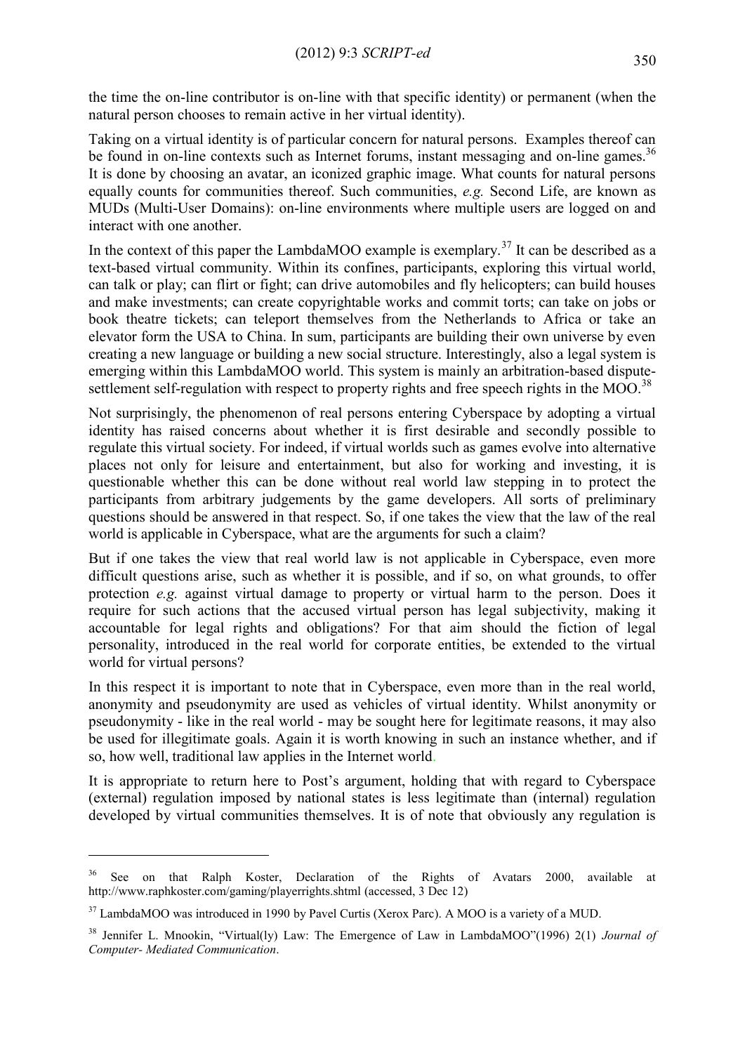the time the on-line contributor is on-line with that specific identity) or permanent (when the natural person chooses to remain active in her virtual identity).

Taking on a virtual identity is of particular concern for natural persons. Examples thereof can be found in on-line contexts such as Internet forums, instant messaging and on-line games.[36] It is done by choosing an avatar, an iconized graphic image. What counts for natural persons equally counts for communities thereof. Such communities, *e.g.* Second Life, are known as MUDs (Multi-User Domains): on-line environments where multiple users are logged on and interact with one another.

In the context of this paper the LambdaMOO example is exemplary.[37] It can be described as a text-based virtual community. Within its confines, participants, exploring this virtual world, can talk or play; can flirt or fight; can drive automobiles and fly helicopters; can build houses and make investments; can create copyrightable works and commit torts; can take on jobs or book theatre tickets; can teleport themselves from the Netherlands to Africa or take an elevator form the USA to China. In sum, participants are building their own universe by even creating a new language or building a new social structure. Interestingly, also a legal system is emerging within this LambdaMOO world. This system is mainly an arbitration-based dispute-settlement self-regulation with respect to property rights and free speech rights in the MOO.[38]

Not surprisingly, the phenomenon of real persons entering Cyberspace by adopting a virtual identity has raised concerns about whether it is first desirable and secondly possible to regulate this virtual society. For indeed, if virtual worlds such as games evolve into alternative places not only for leisure and entertainment, but also for working and investing, it is questionable whether this can be done without real world law stepping in to protect the participants from arbitrary judgements by the game developers. All sorts of preliminary questions should be answered in that respect. So, if one takes the view that the law of the real world is applicable in Cyberspace, what are the arguments for such a claim?

But if one takes the view that real world law is not applicable in Cyberspace, even more difficult questions arise, such as whether it is possible, and if so, on what grounds, to offer protection *e.g.* against virtual damage to property or virtual harm to the person. Does it require for such actions that the accused virtual person has legal subjectivity, making it accountable for legal rights and obligations? For that aim should the fiction of legal personality, introduced in the real world for corporate entities, be extended to the virtual world for virtual persons?

In this respect it is important to note that in Cyberspace, even more than in the real world, anonymity and pseudonymity are used as vehicles of virtual identity. Whilst anonymity or pseudonymity - like in the real world - may be sought here for legitimate reasons, it may also be used for illegitimate goals. Again it is worth knowing in such an instance whether, and if so, how well, traditional law applies in the Internet world.

It is appropriate to return here to Post's argument, holding that with regard to Cyberspace (external) regulation imposed by national states is less legitimate than (internal) regulation developed by virtual communities themselves. It is of note that obviously any regulation is

---

[36] See on that Ralph Koster, Declaration of the Rights of Avatars 2000, available at http://www.raphkoster.com/gaming/playerrights.shtml (accessed, 3 Dec 12)

[37] LambdaMOO was introduced in 1990 by Pavel Curtis (Xerox Parc). A MOO is a variety of a MUD.

[38] Jennifer L. Mnookin, "Virtual(ly) Law: The Emergence of Law in LambdaMOO"(1996) 2(1) *Journal of Computer- Mediated Communication*.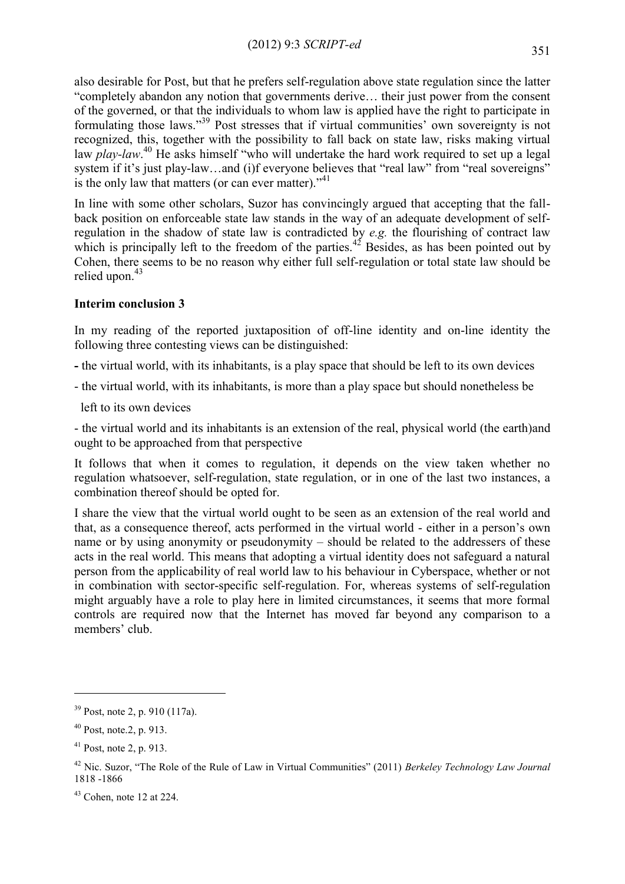also desirable for Post, but that he prefers self-regulation above state regulation since the latter "completely abandon any notion that governments derive… their just power from the consent of the governed, or that the individuals to whom law is applied have the right to participate in formulating those laws."[39] Post stresses that if virtual communities' own sovereignty is not recognized, this, together with the possibility to fall back on state law, risks making virtual law *play-law*.[40] He asks himself "who will undertake the hard work required to set up a legal system if it's just play-law…and (i)f everyone believes that "real law" from "real sovereigns" is the only law that matters (or can ever matter)."[41]

In line with some other scholars, Suzor has convincingly argued that accepting that the fall-back position on enforceable state law stands in the way of an adequate development of self-regulation in the shadow of state law is contradicted by *e.g.* the flourishing of contract law which is principally left to the freedom of the parties.[42] Besides, as has been pointed out by Cohen, there seems to be no reason why either full self-regulation or total state law should be relied upon.[43]

**Interim conclusion 3**

In my reading of the reported juxtaposition of off-line identity and on-line identity the following three contesting views can be distinguished:

- the virtual world, with its inhabitants, is a play space that should be left to its own devices
- the virtual world, with its inhabitants, is more than a play space but should nonetheless be left to its own devices
- the virtual world and its inhabitants is an extension of the real, physical world (the earth)and ought to be approached from that perspective

It follows that when it comes to regulation, it depends on the view taken whether no regulation whatsoever, self-regulation, state regulation, or in one of the last two instances, a combination thereof should be opted for.

I share the view that the virtual world ought to be seen as an extension of the real world and that, as a consequence thereof, acts performed in the virtual world - either in a person's own name or by using anonymity or pseudonymity – should be related to the addressers of these acts in the real world. This means that adopting a virtual identity does not safeguard a natural person from the applicability of real world law to his behaviour in Cyberspace, whether or not in combination with sector-specific self-regulation. For, whereas systems of self-regulation might arguably have a role to play here in limited circumstances, it seems that more formal controls are required now that the Internet has moved far beyond any comparison to a members' club.

---

[39] Post, note 2, p. 910 (117a).

[40] Post, note.2, p. 913.

[41] Post, note 2, p. 913.

[42] Nic. Suzor, "The Role of the Rule of Law in Virtual Communities" (2011) *Berkeley Technology Law Journal* 1818 -1866

[43] Cohen, note 12 at 224.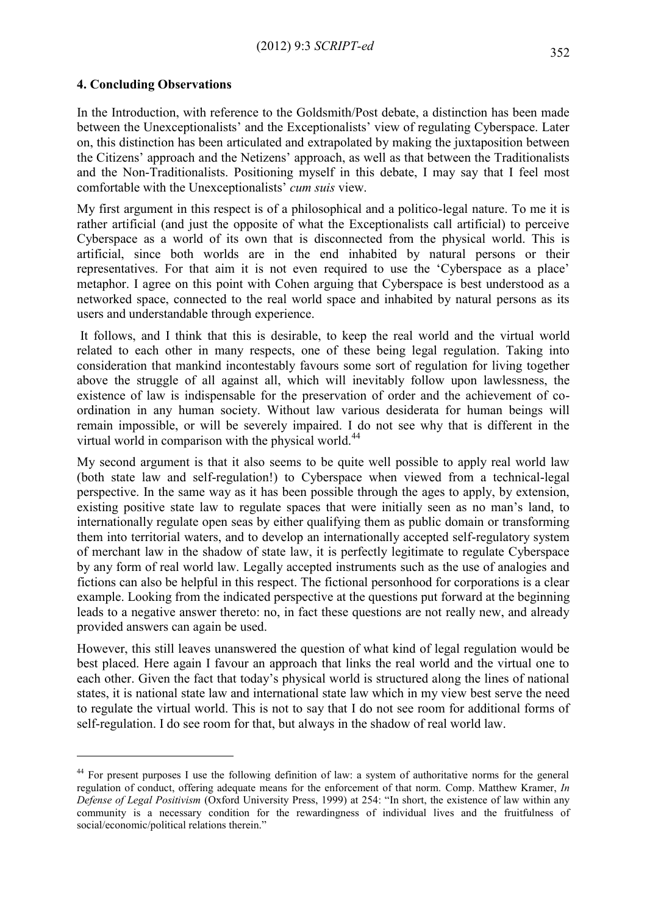### 4. Concluding Observations

In the Introduction, with reference to the Goldsmith/Post debate, a distinction has been made between the Unexceptionalists' and the Exceptionalists' view of regulating Cyberspace. Later on, this distinction has been articulated and extrapolated by making the juxtaposition between the Citizens' approach and the Netizens' approach, as well as that between the Traditionalists and the Non-Traditionalists. Positioning myself in this debate, I may say that I feel most comfortable with the Unexceptionalists' *cum suis* view.

My first argument in this respect is of a philosophical and a politico-legal nature. To me it is rather artificial (and just the opposite of what the Exceptionalists call artificial) to perceive Cyberspace as a world of its own that is disconnected from the physical world. This is artificial, since both worlds are in the end inhabited by natural persons or their representatives. For that aim it is not even required to use the 'Cyberspace as a place' metaphor. I agree on this point with Cohen arguing that Cyberspace is best understood as a networked space, connected to the real world space and inhabited by natural persons as its users and understandable through experience.

It follows, and I think that this is desirable, to keep the real world and the virtual world related to each other in many respects, one of these being legal regulation. Taking into consideration that mankind incontestably favours some sort of regulation for living together above the struggle of all against all, which will inevitably follow upon lawlessness, the existence of law is indispensable for the preservation of order and the achievement of co-ordination in any human society. Without law various desiderata for human beings will remain impossible, or will be severely impaired. I do not see why that is different in the virtual world in comparison with the physical world.[44]

My second argument is that it also seems to be quite well possible to apply real world law (both state law and self-regulation!) to Cyberspace when viewed from a technical-legal perspective. In the same way as it has been possible through the ages to apply, by extension, existing positive state law to regulate spaces that were initially seen as no man's land, to internationally regulate open seas by either qualifying them as public domain or transforming them into territorial waters, and to develop an internationally accepted self-regulatory system of merchant law in the shadow of state law, it is perfectly legitimate to regulate Cyberspace by any form of real world law. Legally accepted instruments such as the use of analogies and fictions can also be helpful in this respect. The fictional personhood for corporations is a clear example. Looking from the indicated perspective at the questions put forward at the beginning leads to a negative answer thereto: no, in fact these questions are not really new, and already provided answers can again be used.

However, this still leaves unanswered the question of what kind of legal regulation would be best placed. Here again I favour an approach that links the real world and the virtual one to each other. Given the fact that today's physical world is structured along the lines of national states, it is national state law and international state law which in my view best serve the need to regulate the virtual world. This is not to say that I do not see room for additional forms of self-regulation. I do see room for that, but always in the shadow of real world law.

---

[44] For present purposes I use the following definition of law: a system of authoritative norms for the general regulation of conduct, offering adequate means for the enforcement of that norm. Comp. Matthew Kramer, *In Defense of Legal Positivism* (Oxford University Press, 1999) at 254: "In short, the existence of law within any community is a necessary condition for the rewardingness of individual lives and the fruitfulness of social/economic/political relations therein."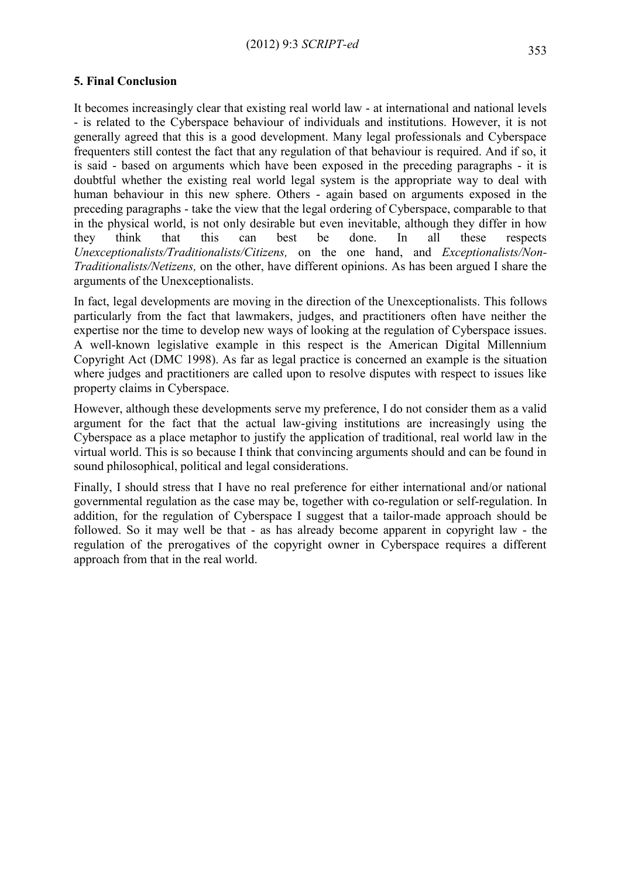## 5. Final Conclusion

It becomes increasingly clear that existing real world law - at international and national levels - is related to the Cyberspace behaviour of individuals and institutions. However, it is not generally agreed that this is a good development. Many legal professionals and Cyberspace frequenters still contest the fact that any regulation of that behaviour is required. And if so, it is said - based on arguments which have been exposed in the preceding paragraphs - it is doubtful whether the existing real world legal system is the appropriate way to deal with human behaviour in this new sphere. Others - again based on arguments exposed in the preceding paragraphs - take the view that the legal ordering of Cyberspace, comparable to that in the physical world, is not only desirable but even inevitable, although they differ in how they think that this can best be done. In all these respects *Unexceptionalists/Traditionalists/Citizens,* on the one hand, and *Exceptionalists/Non-Traditionalists/Netizens,* on the other, have different opinions. As has been argued I share the arguments of the Unexceptionalists.

In fact, legal developments are moving in the direction of the Unexceptionalists. This follows particularly from the fact that lawmakers, judges, and practitioners often have neither the expertise nor the time to develop new ways of looking at the regulation of Cyberspace issues. A well-known legislative example in this respect is the American Digital Millennium Copyright Act (DMC 1998). As far as legal practice is concerned an example is the situation where judges and practitioners are called upon to resolve disputes with respect to issues like property claims in Cyberspace.

However, although these developments serve my preference, I do not consider them as a valid argument for the fact that the actual law-giving institutions are increasingly using the Cyberspace as a place metaphor to justify the application of traditional, real world law in the virtual world. This is so because I think that convincing arguments should and can be found in sound philosophical, political and legal considerations.

Finally, I should stress that I have no real preference for either international and/or national governmental regulation as the case may be, together with co-regulation or self-regulation. In addition, for the regulation of Cyberspace I suggest that a tailor-made approach should be followed. So it may well be that - as has already become apparent in copyright law - the regulation of the prerogatives of the copyright owner in Cyberspace requires a different approach from that in the real world.